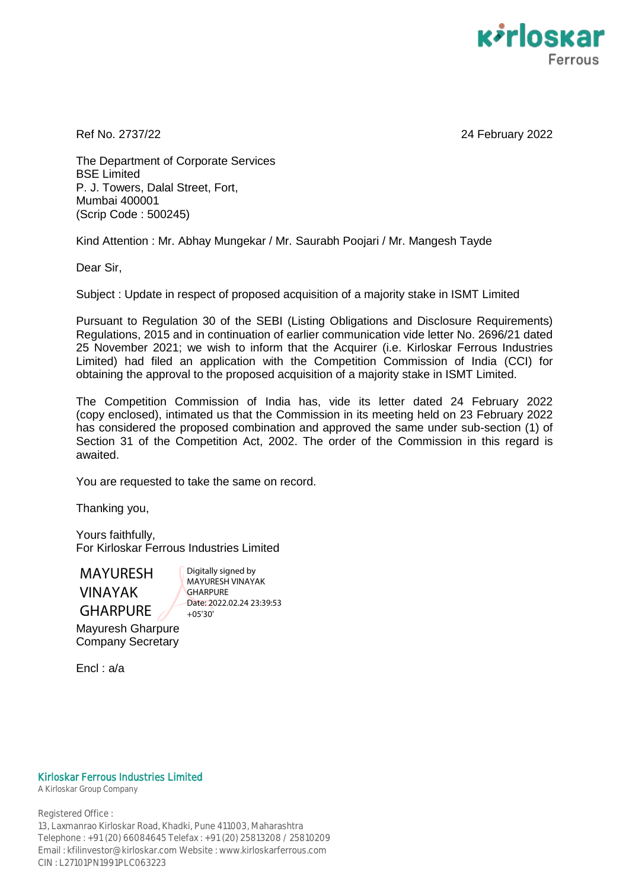Ref No. 2737/22

24 February 2022

The Department of Corporate Services
BSE Limited
P. J. Towers, Dalal Street, Fort,
Mumbai 400001
(Scrip Code : 500245)

Kind Attention : Mr. Abhay Mungekar / Mr. Saurabh Poojari / Mr. Mangesh Tayde

Dear Sir,

Subject : Update in respect of proposed acquisition of a majority stake in ISMT Limited

Pursuant to Regulation 30 of the SEBI (Listing Obligations and Disclosure Requirements) Regulations, 2015 and in continuation of earlier communication vide letter No. 2696/21 dated 25 November 2021; we wish to inform that the Acquirer (i.e. Kirloskar Ferrous Industries Limited) had filed an application with the Competition Commission of India (CCI) for obtaining the approval to the proposed acquisition of a majority stake in ISMT Limited.

The Competition Commission of India has, vide its letter dated 24 February 2022 (copy enclosed), intimated us that the Commission in its meeting held on 23 February 2022 has considered the proposed combination and approved the same under sub-section (1) of Section 31 of the Competition Act, 2002. The order of the Commission in this regard is awaited.

You are requested to take the same on record.

Thanking you,

Yours faithfully,
For Kirloskar Ferrous Industries Limited

MAYURESH VINAYAK GHARPURE

Digitally signed by MAYURESH VINAYAK GHARPURE
Date: 2022.02.24 23:39:53 +05'30'

Mayuresh Gharpure
Company Secretary

Encl : a/a

**Kirloskar Ferrous Industries Limited**
A Kirloskar Group Company

Registered Office :
13, Laxmanrao Kirloskar Road, Khadki, Pune 411003, Maharashtra
Telephone : +91 (20) 66084645 Telefax : +91 (20) 25813208 / 25810209
Email : kfilinvestor@kirloskar.com Website : www.kirloskarferrous.com
CIN : L27101PN1991PLC063223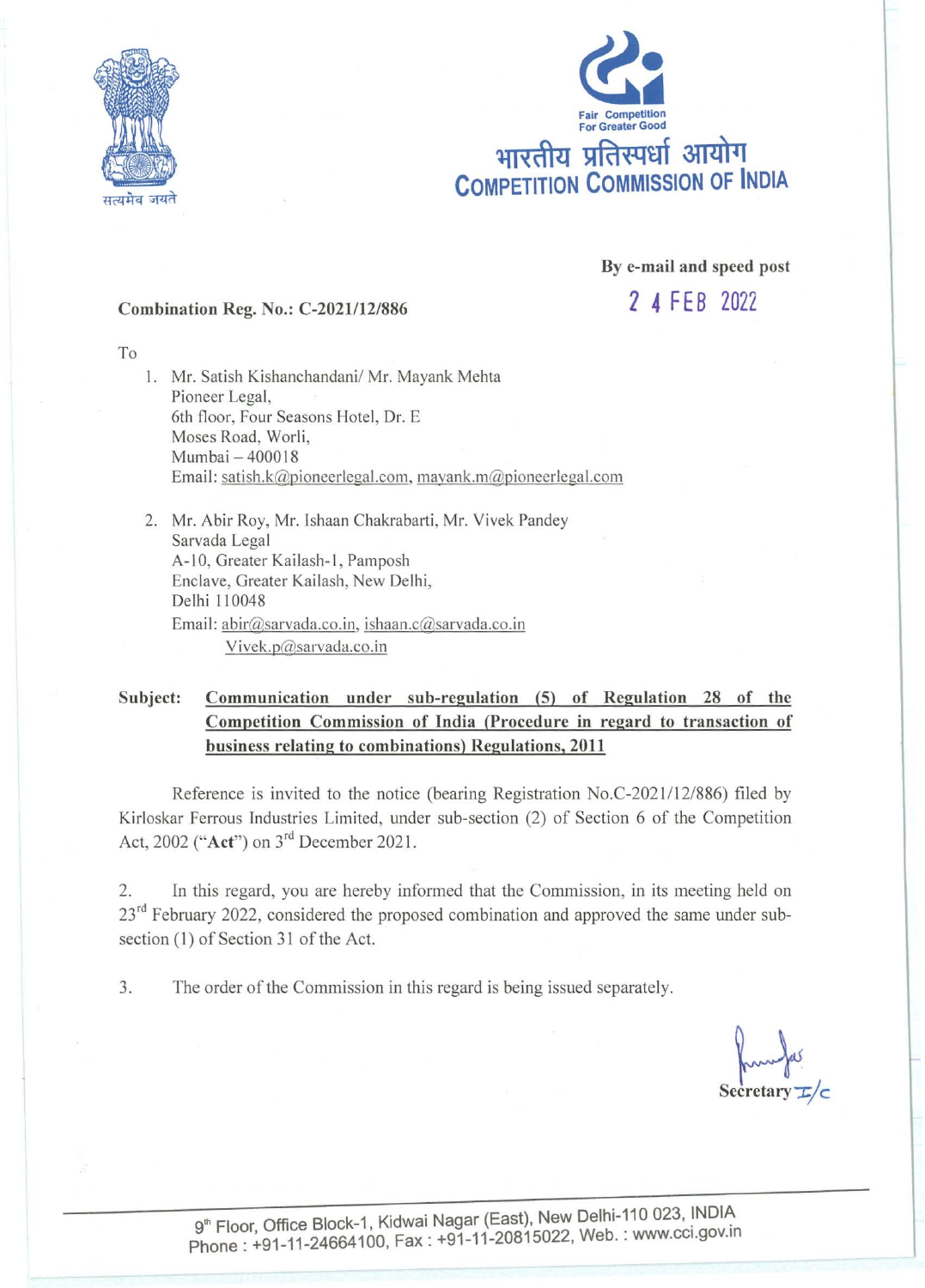सत्यमेव जयते

Fair Competition For Greater Good

भारतीय प्रतिस्पर्धा आयोग
COMPETITION COMMISSION OF INDIA

**By e-mail and speed post**

**Combination Reg. No.: C-2021/12/886**

24 FEB 2022

To

1. Mr. Satish Kishanchandani/ Mr. Mayank Mehta
   Pioneer Legal,
   6th floor, Four Seasons Hotel, Dr. E
   Moses Road, Worli,
   Mumbai – 400018
   Email: satish.k@pioneerlegal.com, mayank.m@pioneerlegal.com

2. Mr. Abir Roy, Mr. Ishaan Chakrabarti, Mr. Vivek Pandey
   Sarvada Legal
   A-10, Greater Kailash-1, Pamposh
   Enclave, Greater Kailash, New Delhi,
   Delhi 110048
   Email: abir@sarvada.co.in, ishaan.c@sarvada.co.in
   Vivek.p@sarvada.co.in

**Subject: Communication under sub-regulation (5) of Regulation 28 of the Competition Commission of India (Procedure in regard to transaction of business relating to combinations) Regulations, 2011**

Reference is invited to the notice (bearing Registration No.C-2021/12/886) filed by Kirloskar Ferrous Industries Limited, under sub-section (2) of Section 6 of the Competition Act, 2002 ("**Act**") on 3rd December 2021.

2. In this regard, you are hereby informed that the Commission, in its meeting held on 23rd February 2022, considered the proposed combination and approved the same under sub-section (1) of Section 31 of the Act.

3. The order of the Commission in this regard is being issued separately.

Secretary I/c

9th Floor, Office Block-1, Kidwai Nagar (East), New Delhi-110 023, INDIA
Phone : +91-11-24664100, Fax : +91-11-20815022, Web. : www.cci.gov.in